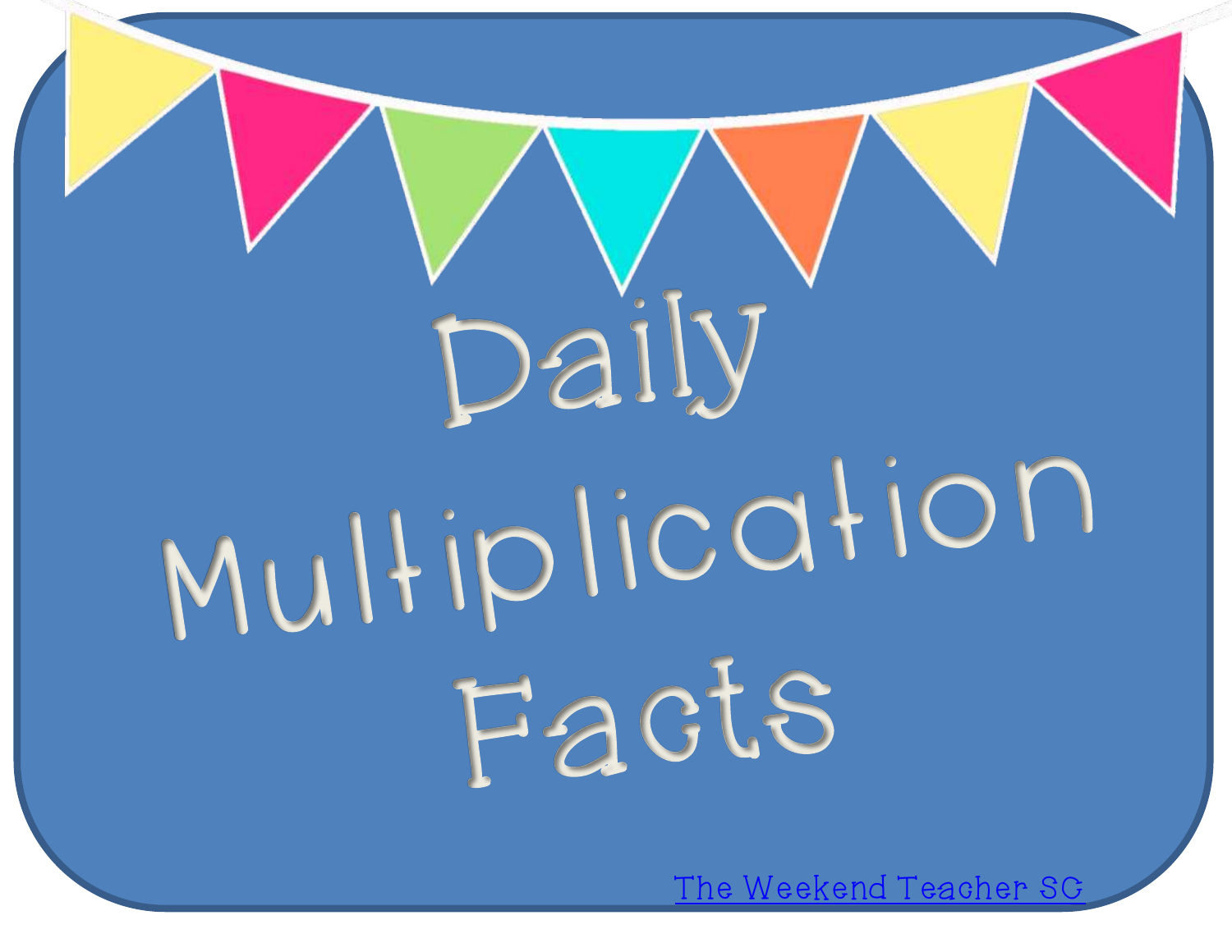# Daily Multiplication Facts

The Weekend Teacher SC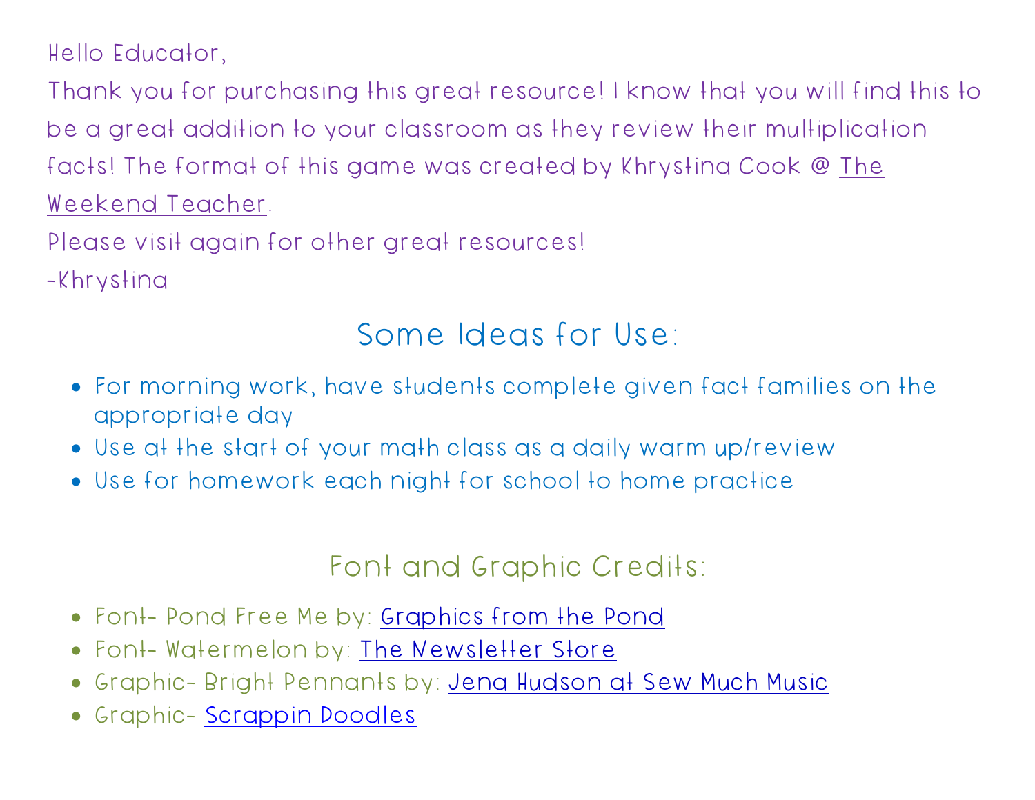Hello Educator,

Thank you for purchasing this great resource! I know that you will find this to be a great addition to your classroom as they review their multiplication facts! The format of this game was created by Khrystina Cook @ The Weekend Teacher.

Please visit again for other great resources!

-Khrystina

## Some Ideas for Use:

- For morning work, have students complete given fact families on the appropriate day
- Use at the start of your math class as a daily warm up/review
- Use for homework each night for school to home practice

## Font and Graphic Credits:

- Font- Pond Free Me by: Graphics from the Pond
- Font- Watermelon by: The Newsletter Store
- Graphic- Bright Pennants by: Jena Hudson at Sew Much Music
- Graphic- Scrappin Doodles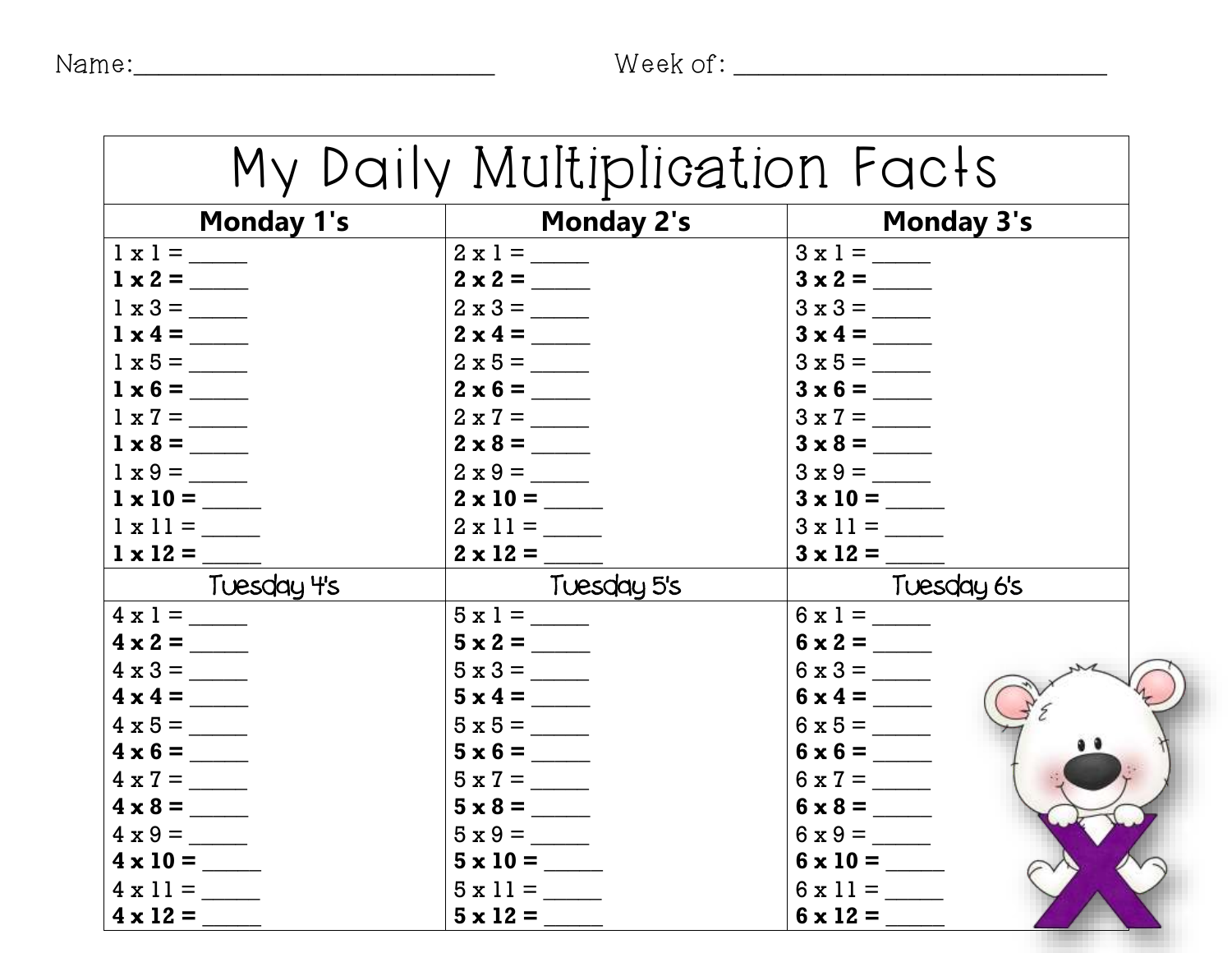Name:______________________________ Week of: ______________________________

# My Daily Multiplication Facts

| Monday 1's | Monday 2's | Monday 3's |
| --- | --- | --- |
| 1 x 1 = _____ | 2 x 1 = _____ | 3 x 1 = _____ |
| **1 x 2 =** _____ | **2 x 2 =** _____ | **3 x 2 =** _____ |
| 1 x 3 = _____ | 2 x 3 = _____ | 3 x 3 = _____ |
| **1 x 4 =** _____ | **2 x 4 =** _____ | **3 x 4 =** _____ |
| 1 x 5 = _____ | 2 x 5 = _____ | 3 x 5 = _____ |
| **1 x 6 =** _____ | **2 x 6 =** _____ | **3 x 6 =** _____ |
| 1 x 7 = _____ | 2 x 7 = _____ | 3 x 7 = _____ |
| **1 x 8 =** _____ | **2 x 8 =** _____ | **3 x 8 =** _____ |
| 1 x 9 = _____ | 2 x 9 = _____ | 3 x 9 = _____ |
| **1 x 10 =** _____ | **2 x 10 =** _____ | **3 x 10 =** _____ |
| 1 x 11 = _____ | 2 x 11 = _____ | 3 x 11 = _____ |
| **1 x 12 =** _____ | **2 x 12 =** _____ | **3 x 12 =** _____ |
| Tuesday 4's | Tuesday 5's | Tuesday 6's |
| 4 x 1 = _____ | 5 x 1 = _____ | 6 x 1 = _____ |
| **4 x 2 =** _____ | **5 x 2 =** _____ | **6 x 2 =** _____ |
| 4 x 3 = _____ | 5 x 3 = _____ | 6 x 3 = _____ |
| **4 x 4 =** _____ | **5 x 4 =** _____ | **6 x 4 =** _____ |
| 4 x 5 = _____ | 5 x 5 = _____ | 6 x 5 = _____ |
| **4 x 6 =** _____ | **5 x 6 =** _____ | **6 x 6 =** _____ |
| 4 x 7 = _____ | 5 x 7 = _____ | 6 x 7 = _____ |
| **4 x 8 =** _____ | **5 x 8 =** _____ | **6 x 8 =** _____ |
| 4 x 9 = _____ | 5 x 9 = _____ | 6 x 9 = _____ |
| **4 x 10 =** _____ | **5 x 10 =** _____ | **6 x 10 =** _____ |
| 4 x 11 = _____ | 5 x 11 = _____ | 6 x 11 = _____ |
| **4 x 12 =** _____ | **5 x 12 =** _____ | **6 x 12 =** _____ |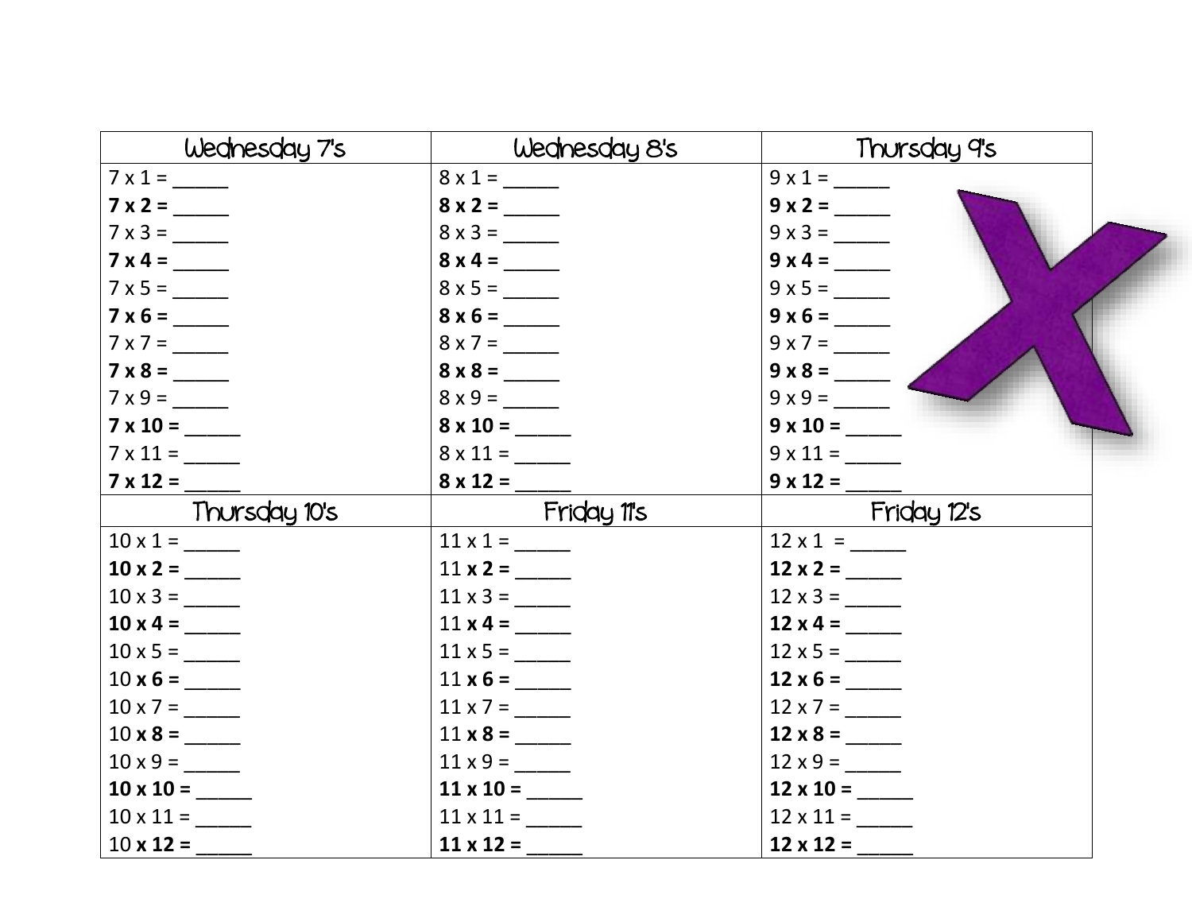| Wednesday 7's | Wednesday 8's | Thursday 9's |
|---|---|---|
| 7 x 1 = _____ | 8 x 1 = _____ | 9 x 1 = _____ |
| **7 x 2 =** _____ | **8 x 2 =** _____ | **9 x 2 =** _____ |
| 7 x 3 = _____ | 8 x 3 = _____ | 9 x 3 = _____ |
| **7 x 4 =** _____ | **8 x 4 =** _____ | **9 x 4 =** _____ |
| 7 x 5 = _____ | 8 x 5 = _____ | 9 x 5 = _____ |
| **7 x 6 =** _____ | **8 x 6 =** _____ | **9 x 6 =** _____ |
| 7 x 7 = _____ | 8 x 7 = _____ | 9 x 7 = _____ |
| **7 x 8 =** _____ | **8 x 8 =** _____ | **9 x 8 =** _____ |
| 7 x 9 = _____ | 8 x 9 = _____ | 9 x 9 = _____ |
| **7 x 10 =** _____ | **8 x 10 =** _____ | **9 x 10 =** _____ |
| 7 x 11 = _____ | 8 x 11 = _____ | 9 x 11 = _____ |
| **7 x 12 =** _____ | **8 x 12 =** _____ | **9 x 12 =** _____ |
| **Thursday 10's** | **Friday 11's** | **Friday 12's** |
| 10 x 1 = _____ | 11 x 1 = _____ | 12 x 1 = _____ |
| **10 x 2 =** _____ | 11 **x 2 =** _____ | **12 x 2 =** _____ |
| 10 x 3 = _____ | 11 x 3 = _____ | 12 x 3 = _____ |
| **10 x 4 =** _____ | 11 **x 4 =** _____ | **12 x 4 =** _____ |
| 10 x 5 = _____ | 11 x 5 = _____ | 12 x 5 = _____ |
| 10 **x 6 =** _____ | 11 **x 6 =** _____ | **12 x 6 =** _____ |
| 10 x 7 = _____ | 11 x 7 = _____ | 12 x 7 = _____ |
| 10 **x 8 =** _____ | 11 **x 8 =** _____ | **12 x 8 =** _____ |
| 10 x 9 = _____ | 11 x 9 = _____ | 12 x 9 = _____ |
| **10 x 10 =** _____ | **11 x 10 =** _____ | **12 x 10 =** _____ |
| 10 x 11 = _____ | 11 x 11 = _____ | 12 x 11 = _____ |
| 10 **x 12 =** _____ | **11 x 12 =** _____ | **12 x 12 =** _____ |